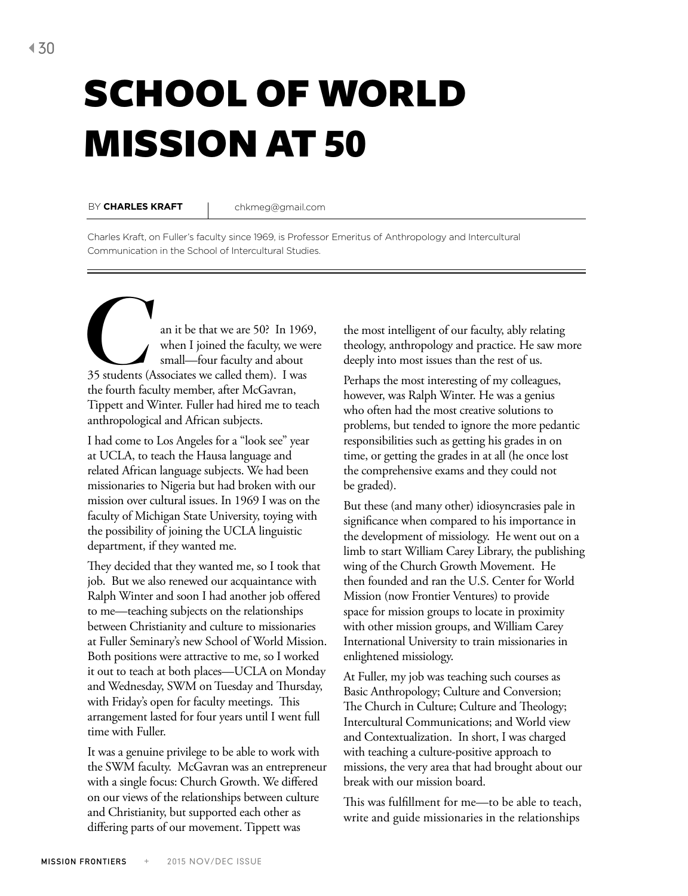# SCHOOL OF WORLD MISSION AT 50

BY **CHARLES KRAFT** | chkmeg@gmail.com

Charles Kraft, on Fuller's faculty since 1969, is Professor Emeritus of Anthropology and Intercultural Communication in the School of Intercultural Studies.

Can it be that we are 50? In 1969, when I joined the faculty, we were small—four faculty and about 35 students (Associates we called them). I was the fourth faculty member, after McGavran, Tippett and Winter. Fuller had hired me to teach anthropological and African subjects.

I had come to Los Angeles for a "look see" year at UCLA, to teach the Hausa language and related African language subjects. We had been missionaries to Nigeria but had broken with our mission over cultural issues. In 1969 I was on the faculty of Michigan State University, toying with the possibility of joining the UCLA linguistic department, if they wanted me.

They decided that they wanted me, so I took that job. But we also renewed our acquaintance with Ralph Winter and soon I had another job offered to me—teaching subjects on the relationships between Christianity and culture to missionaries at Fuller Seminary's new School of World Mission. Both positions were attractive to me, so I worked it out to teach at both places—UCLA on Monday and Wednesday, SWM on Tuesday and Thursday, with Friday's open for faculty meetings. This arrangement lasted for four years until I went full time with Fuller.

It was a genuine privilege to be able to work with the SWM faculty. McGavran was an entrepreneur with a single focus: Church Growth. We differed on our views of the relationships between culture and Christianity, but supported each other as differing parts of our movement. Tippett was the most intelligent of our faculty, ably relating theology, anthropology and practice. He saw more deeply into most issues than the rest of us.

Perhaps the most interesting of my colleagues, however, was Ralph Winter. He was a genius who often had the most creative solutions to problems, but tended to ignore the more pedantic responsibilities such as getting his grades in on time, or getting the grades in at all (he once lost the comprehensive exams and they could not be graded).

But these (and many other) idiosyncrasies pale in significance when compared to his importance in the development of missiology. He went out on a limb to start William Carey Library, the publishing wing of the Church Growth Movement. He then founded and ran the U.S. Center for World Mission (now Frontier Ventures) to provide space for mission groups to locate in proximity with other mission groups, and William Carey International University to train missionaries in enlightened missiology.

At Fuller, my job was teaching such courses as Basic Anthropology; Culture and Conversion; The Church in Culture; Culture and Theology; Intercultural Communications; and World view and Contextualization. In short, I was charged with teaching a culture-positive approach to missions, the very area that had brought about our break with our mission board.

This was fulfillment for me—to be able to teach, write and guide missionaries in the relationships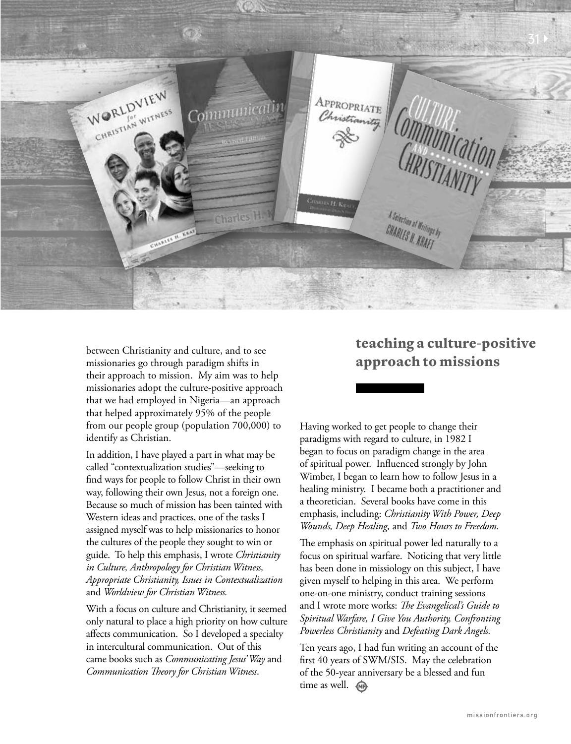between Christianity and culture, and to see missionaries go through paradigm shifts in their approach to mission. My aim was to help missionaries adopt the culture-positive approach that we had employed in Nigeria—an approach that helped approximately 95% of the people from our people group (population 700,000) to identify as Christian.

In addition, I have played a part in what may be called "contextualization studies"—seeking to find ways for people to follow Christ in their own way, following their own Jesus, not a foreign one. Because so much of mission has been tainted with Western ideas and practices, one of the tasks I assigned myself was to help missionaries to honor the cultures of the people they sought to win or guide. To help this emphasis, I wrote *Christianity in Culture, Anthropology for Christian Witness, Appropriate Christianity, Issues in Contextualization* and *Worldview for Christian Witness.*

With a focus on culture and Christianity, it seemed only natural to place a high priority on how culture affects communication. So I developed a specialty in intercultural communication. Out of this came books such as *Communicating Jesus' Way* and *Communication Theory for Christian Witness*.

## teaching a culture-positive approach to missions

Having worked to get people to change their paradigms with regard to culture, in 1982 I began to focus on paradigm change in the area of spiritual power. Influenced strongly by John Wimber, I began to learn how to follow Jesus in a healing ministry. I became both a practitioner and a theoretician. Several books have come in this emphasis, including: *Christianity With Power, Deep Wounds, Deep Healing,* and *Two Hours to Freedom.*

The emphasis on spiritual power led naturally to a focus on spiritual warfare. Noticing that very little has been done in missiology on this subject, I have given myself to helping in this area. We perform one-on-one ministry, conduct training sessions and I wrote more works: *The Evangelical's Guide to Spiritual Warfare, I Give You Authority, Confronting Powerless Christianity* and *Defeating Dark Angels.*

Ten years ago, I had fun writing an account of the first 40 years of SWM/SIS. May the celebration of the 50-year anniversary be a blessed and fun time as well.